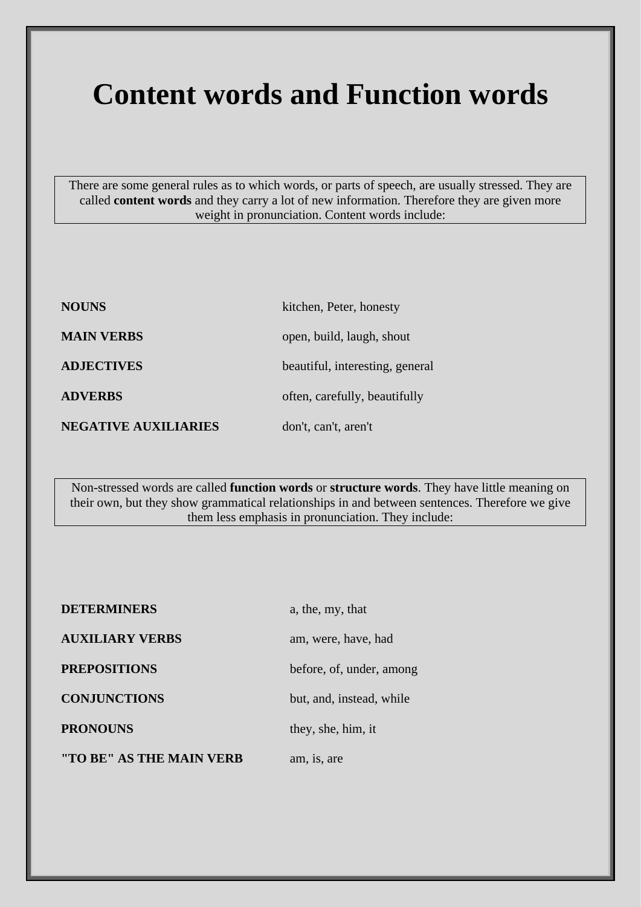# Content words and Function words

There are some general rules as to which words, or parts of speech, are usually stressed. They are called **content words** and they carry a lot of new information. Therefore they are given more weight in pronunciation. Content words include:

| | |
|---|---|
| **NOUNS** | kitchen, Peter, honesty |
| **MAIN VERBS** | open, build, laugh, shout |
| **ADJECTIVES** | beautiful, interesting, general |
| **ADVERBS** | often, carefully, beautifully |
| **NEGATIVE AUXILIARIES** | don't, can't, aren't |

Non-stressed words are called **function words** or **structure words**. They have little meaning on their own, but they show grammatical relationships in and between sentences. Therefore we give them less emphasis in pronunciation. They include:

| | |
|---|---|
| **DETERMINERS** | a, the, my, that |
| **AUXILIARY VERBS** | am, were, have, had |
| **PREPOSITIONS** | before, of, under, among |
| **CONJUNCTIONS** | but, and, instead, while |
| **PRONOUNS** | they, she, him, it |
| **"TO BE" AS THE MAIN VERB** | am, is, are |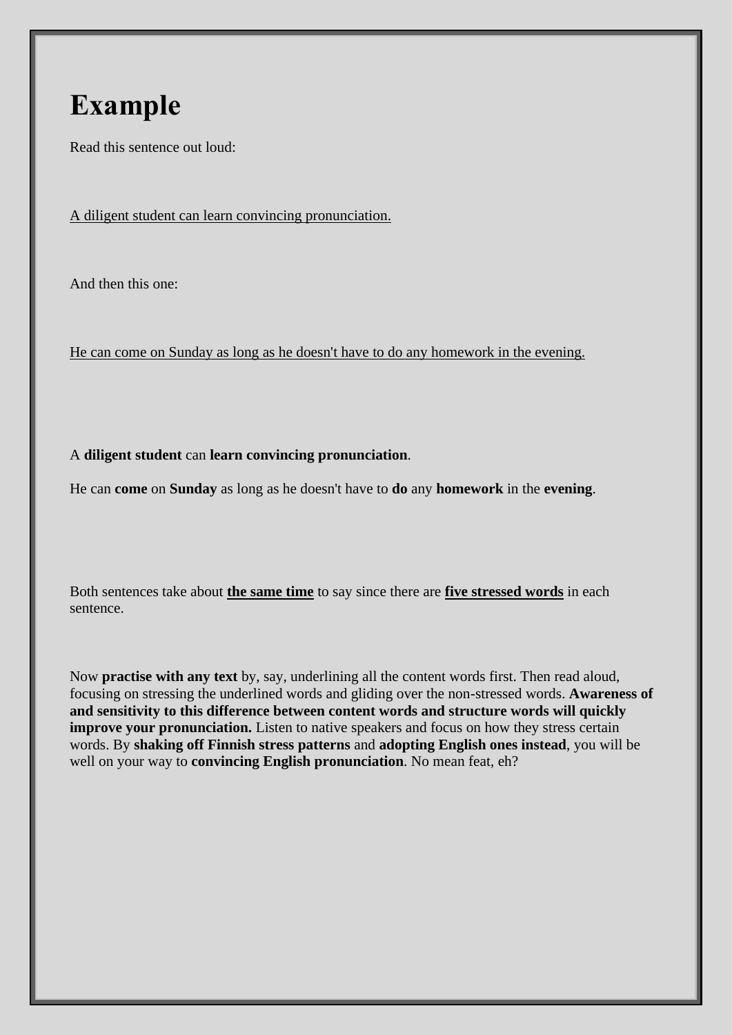# Example

Read this sentence out loud:

<u>A diligent student can learn convincing pronunciation.</u>

And then this one:

<u>He can come on Sunday as long as he doesn't have to do any homework in the evening.</u>

A **diligent student** can **learn convincing pronunciation**.

He can **come** on **Sunday** as long as he doesn't have to **do** any **homework** in the **evening**.

Both sentences take about <u>**the same time**</u> to say since there are <u>**five stressed words**</u> in each sentence.

Now **practise with any text** by, say, underlining all the content words first. Then read aloud, focusing on stressing the underlined words and gliding over the non-stressed words. **Awareness of and sensitivity to this difference between content words and structure words will quickly improve your pronunciation.** Listen to native speakers and focus on how they stress certain words. By **shaking off Finnish stress patterns** and **adopting English ones instead**, you will be well on your way to **convincing English pronunciation**. No mean feat, eh?